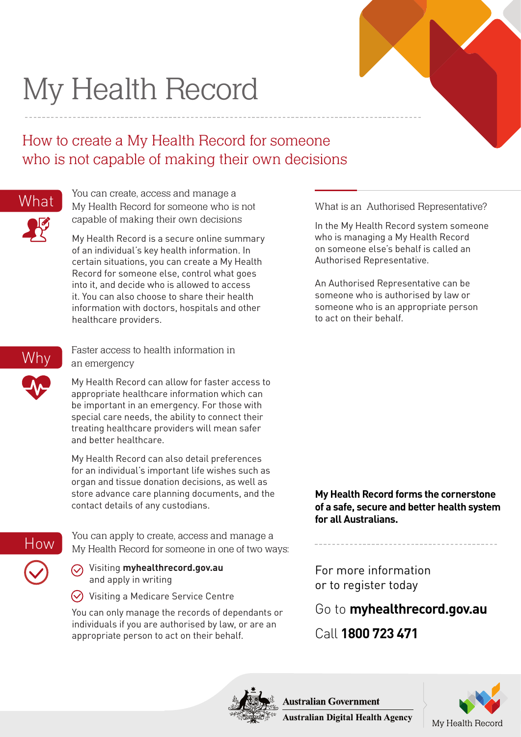# My Health Record

## How to create a My Health Record for someone who is not capable of making their own decisions

### What

You can create, access and manage a My Health Record for someone who is not capable of making their own decisions

My Health Record is a secure online summary of an individual's key health information. In certain situations, you can create a My Health Record for someone else, control what goes into it, and decide who is allowed to access it. You can also choose to share their health information with doctors, hospitals and other healthcare providers.

### Why

Faster access to health information in an emergency

My Health Record can allow for faster access to appropriate healthcare information which can be important in an emergency. For those with special care needs, the ability to connect their treating healthcare providers will mean safer and better healthcare.

My Health Record can also detail preferences for an individual's important life wishes such as organ and tissue donation decisions, as well as store advance care planning documents, and the contact details of any custodians.

### How

You can apply to create, access and manage a My Health Record for someone in one of two ways:

- Visiting **myhealthrecord.gov.au** and apply in writing
- Visiting a Medicare Service Centre

You can only manage the records of dependants or individuals if you are authorised by law, or are an appropriate person to act on their behalf.

What is an Authorised Representative?

In the My Health Record system someone who is managing a My Health Record on someone else's behalf is called an Authorised Representative.

An Authorised Representative can be someone who is authorised by law or someone who is an appropriate person to act on their behalf.

**My Health Record forms the cornerstone of a safe, secure and better health system for all Australians.**

For more information or to register today

Go to **myhealthrecord.gov.au**

Call **1800 723 471**

Australian Government
Australian Digital Health Agency

My Health Record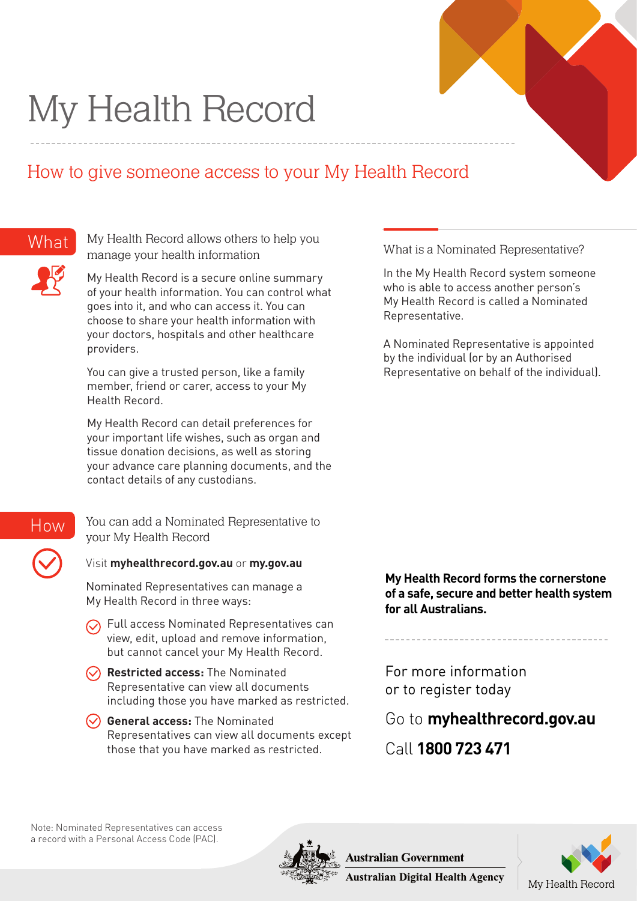# My Health Record

## How to give someone access to your My Health Record

### What

My Health Record allows others to help you manage your health information

My Health Record is a secure online summary of your health information. You can control what goes into it, and who can access it. You can choose to share your health information with your doctors, hospitals and other healthcare providers.

You can give a trusted person, like a family member, friend or carer, access to your My Health Record.

My Health Record can detail preferences for your important life wishes, such as organ and tissue donation decisions, as well as storing your advance care planning documents, and the contact details of any custodians.

### How

You can add a Nominated Representative to your My Health Record

Visit **myhealthrecord.gov.au** or **my.gov.au**

Nominated Representatives can manage a My Health Record in three ways:

- Full access Nominated Representatives can view, edit, upload and remove information, but cannot cancel your My Health Record.
- **Restricted access:** The Nominated Representative can view all documents including those you have marked as restricted.
- **General access:** The Nominated Representatives can view all documents except those that you have marked as restricted.

What is a Nominated Representative?

In the My Health Record system someone who is able to access another person's My Health Record is called a Nominated Representative.

A Nominated Representative is appointed by the individual (or by an Authorised Representative on behalf of the individual).

**My Health Record forms the cornerstone of a safe, secure and better health system for all Australians.**

For more information or to register today

Go to **myhealthrecord.gov.au**

Call **1800 723 471**

Note: Nominated Representatives can access a record with a Personal Access Code (PAC).

Australian Government
Australian Digital Health Agency

My Health Record